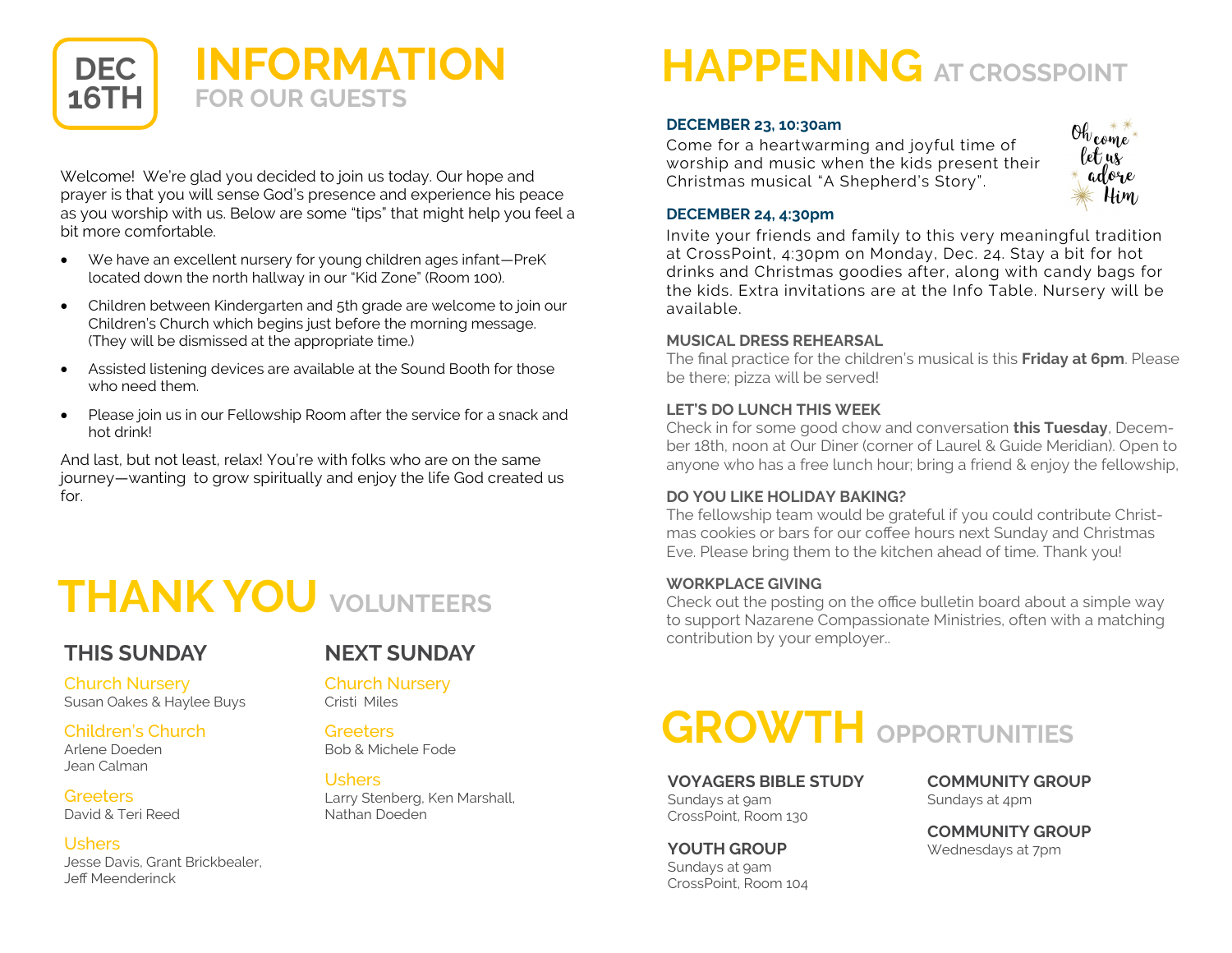**DEC 16TH**

# INFORMATION FOR OUR GUESTS

Welcome! We're glad you decided to join us today. Our hope and prayer is that you will sense God's presence and experience his peace as you worship with us. Below are some "tips" that might help you feel a bit more comfortable.

- We have an excellent nursery for young children ages infant—PreK located down the north hallway in our "Kid Zone" (Room 100).
- Children between Kindergarten and 5th grade are welcome to join our Children's Church which begins just before the morning message. (They will be dismissed at the appropriate time.)
- Assisted listening devices are available at the Sound Booth for those who need them.
- Please join us in our Fellowship Room after the service for a snack and hot drink!

And last, but not least, relax! You're with folks who are on the same journey—wanting to grow spiritually and enjoy the life God created us for.

# THANK YOU VOLUNTEERS

## THIS SUNDAY

**Church Nursery**
Susan Oakes & Haylee Buys

**Children's Church**
Arlene Doeden
Jean Calman

**Greeters**
David & Teri Reed

**Ushers**
Jesse Davis, Grant Brickbealer, Jeff Meenderinck

## NEXT SUNDAY

**Church Nursery**
Cristi Miles

**Greeters**
Bob & Michele Fode

**Ushers**
Larry Stenberg, Ken Marshall, Nathan Doeden

# HAPPENING AT CROSSPOINT

**DECEMBER 23, 10:30am**
Come for a heartwarming and joyful time of worship and music when the kids present their Christmas musical "A Shepherd's Story".

Oh come let us adore Him

**DECEMBER 24, 4:30pm**
Invite your friends and family to this very meaningful tradition at CrossPoint, 4:30pm on Monday, Dec. 24. Stay a bit for hot drinks and Christmas goodies after, along with candy bags for the kids. Extra invitations are at the Info Table. Nursery will be available.

**MUSICAL DRESS REHEARSAL**
The final practice for the children's musical is this **Friday at 6pm**. Please be there; pizza will be served!

**LET'S DO LUNCH THIS WEEK**
Check in for some good chow and conversation **this Tuesday**, December 18th, noon at Our Diner (corner of Laurel & Guide Meridian). Open to anyone who has a free lunch hour; bring a friend & enjoy the fellowship,

**DO YOU LIKE HOLIDAY BAKING?**
The fellowship team would be grateful if you could contribute Christmas cookies or bars for our coffee hours next Sunday and Christmas Eve. Please bring them to the kitchen ahead of time. Thank you!

**WORKPLACE GIVING**
Check out the posting on the office bulletin board about a simple way to support Nazarene Compassionate Ministries, often with a matching contribution by your employer..

# GROWTH OPPORTUNITIES

**VOYAGERS BIBLE STUDY**
Sundays at 9am
CrossPoint, Room 130

**YOUTH GROUP**
Sundays at 9am
CrossPoint, Room 104

**COMMUNITY GROUP**
Sundays at 4pm

**COMMUNITY GROUP**
Wednesdays at 7pm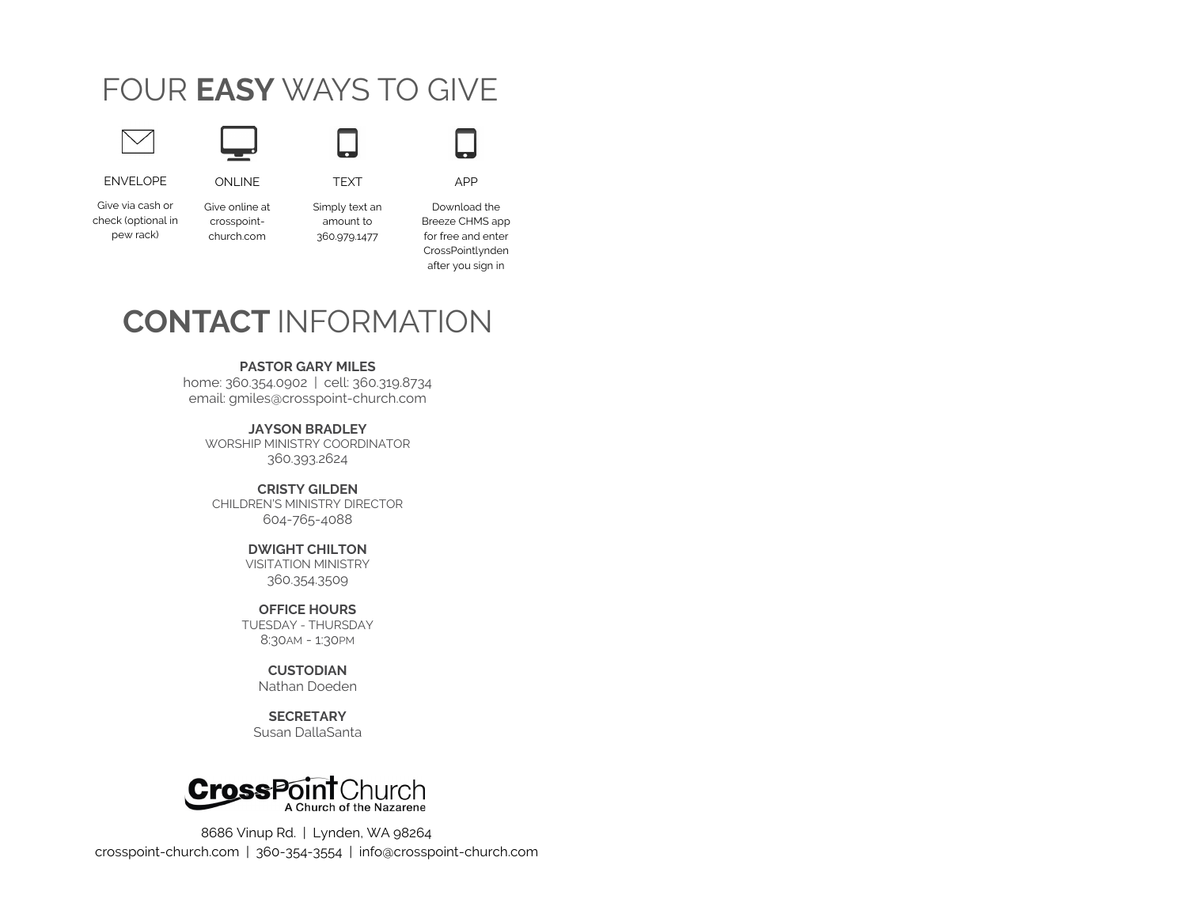# FOUR **EASY** WAYS TO GIVE

**ENVELOPE**
Give via cash or check (optional in pew rack)

**ONLINE**
Give online at crosspoint-church.com

**TEXT**
Simply text an amount to 360.979.1477

**APP**
Download the Breeze CHMS app for free and enter CrossPointlynden after you sign in

# **CONTACT** INFORMATION

**PASTOR GARY MILES**
home: 360.354.0902 | cell: 360.319.8734
email: gmiles@crosspoint-church.com

**JAYSON BRADLEY**
WORSHIP MINISTRY COORDINATOR
360.393.2624

**CRISTY GILDEN**
CHILDREN'S MINISTRY DIRECTOR
604-765-4088

**DWIGHT CHILTON**
VISITATION MINISTRY
360.354.3509

**OFFICE HOURS**
TUESDAY - THURSDAY
8:30AM - 1:30PM

**CUSTODIAN**
Nathan Doeden

**SECRETARY**
Susan DallaSanta

CrossPoint Church
A Church of the Nazarene

8686 Vinup Rd. | Lynden, WA 98264
crosspoint-church.com | 360-354-3554 | info@crosspoint-church.com